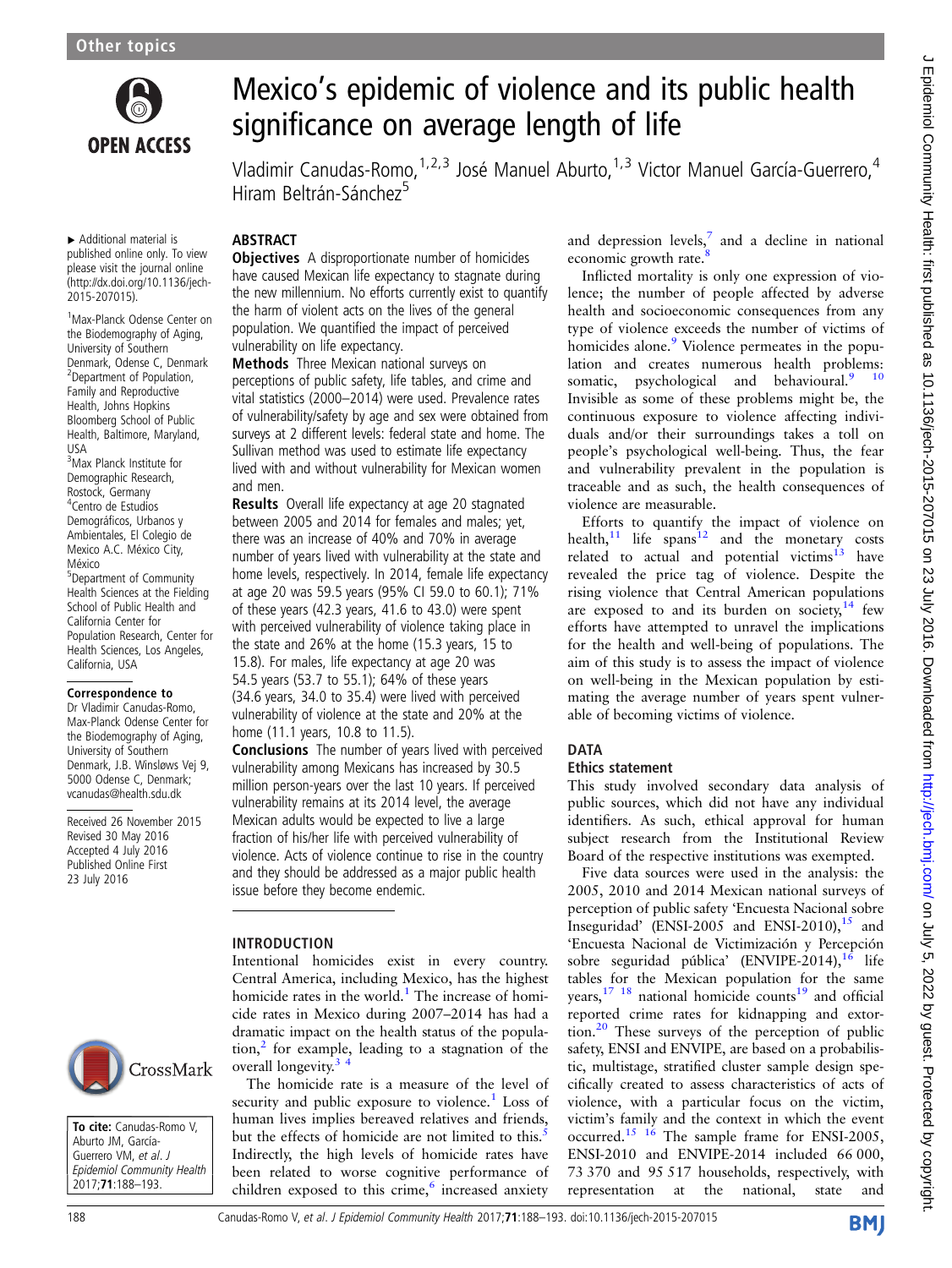# Mexico's epidemic of violence and its public health significance on average length of life

Vladimir Canudas-Romo,[1,2,3] José Manuel Aburto,[1,3] Victor Manuel García-Guerrero,[4] Hiram Beltrán-Sánchez[5]

▸ Additional material is published online only. To view please visit the journal online (http://dx.doi.org/10.1136/jech-2015-207015).

[1]Max-Planck Odense Center on the Biodemography of Aging, University of Southern Denmark, Odense C, Denmark
[2]Department of Population, Family and Reproductive Health, Johns Hopkins Bloomberg School of Public Health, Baltimore, Maryland, USA
[3]Max Planck Institute for Demographic Research, Rostock, Germany
[4]Centro de Estudios Demográficos, Urbanos y Ambientales, El Colegio de Mexico A.C. México City, México
[5]Department of Community Health Sciences at the Fielding School of Public Health and California Center for Population Research, Center for Health Sciences, Los Angeles, California, USA

**Correspondence to**
Dr Vladimir Canudas-Romo, Max-Planck Odense Center for the Biodemography of Aging, University of Southern Denmark, J.B. Winsløws Vej 9, 5000 Odense C, Denmark; vcanudas@health.sdu.dk

Received 26 November 2015
Revised 30 May 2016
Accepted 4 July 2016
Published Online First 23 July 2016

**To cite:** Canudas-Romo V, Aburto JM, García-Guerrero VM, *et al*. *J Epidemiol Community Health* 2017;**71**:188–193.

## ABSTRACT

**Objectives** A disproportionate number of homicides have caused Mexican life expectancy to stagnate during the new millennium. No efforts currently exist to quantify the harm of violent acts on the lives of the general population. We quantified the impact of perceived vulnerability on life expectancy.

**Methods** Three Mexican national surveys on perceptions of public safety, life tables, and crime and vital statistics (2000–2014) were used. Prevalence rates of vulnerability/safety by age and sex were obtained from surveys at 2 different levels: federal state and home. The Sullivan method was used to estimate life expectancy lived with and without vulnerability for Mexican women and men.

**Results** Overall life expectancy at age 20 stagnated between 2005 and 2014 for females and males; yet, there was an increase of 40% and 70% in average number of years lived with vulnerability at the state and home levels, respectively. In 2014, female life expectancy at age 20 was 59.5 years (95% CI 59.0 to 60.1); 71% of these years (42.3 years, 41.6 to 43.0) were spent with perceived vulnerability of violence taking place in the state and 26% at the home (15.3 years, 15 to 15.8). For males, life expectancy at age 20 was 54.5 years (53.7 to 55.1); 64% of these years (34.6 years, 34.0 to 35.4) were lived with perceived vulnerability of violence at the state and 20% at the home (11.1 years, 10.8 to 11.5).

**Conclusions** The number of years lived with perceived vulnerability among Mexicans has increased by 30.5 million person-years over the last 10 years. If perceived vulnerability remains at its 2014 level, the average Mexican adults would be expected to live a large fraction of his/her life with perceived vulnerability of violence. Acts of violence continue to rise in the country and they should be addressed as a major public health issue before they become endemic.

## INTRODUCTION

Intentional homicides exist in every country. Central America, including Mexico, has the highest homicide rates in the world.[1] The increase of homicide rates in Mexico during 2007–2014 has had a dramatic impact on the health status of the population,[2] for example, leading to a stagnation of the overall longevity.[3,4]

The homicide rate is a measure of the level of security and public exposure to violence.[1] Loss of human lives implies bereaved relatives and friends, but the effects of homicide are not limited to this.[5] Indirectly, the high levels of homicide rates have been related to worse cognitive performance of children exposed to this crime,[6] increased anxiety and depression levels,[7] and a decline in national economic growth rate.[8]

Inflicted mortality is only one expression of violence; the number of people affected by adverse health and socioeconomic consequences from any type of violence exceeds the number of victims of homicides alone.[9] Violence permeates in the population and creates numerous health problems: somatic, psychological and behavioural.[9,10] Invisible as some of these problems might be, the continuous exposure to violence affecting individuals and/or their surroundings takes a toll on people's psychological well-being. Thus, the fear and vulnerability prevalent in the population is traceable and as such, the health consequences of violence are measurable.

Efforts to quantify the impact of violence on health,[11] life spans[12] and the monetary costs related to actual and potential victims[13] have revealed the price tag of violence. Despite the rising violence that Central American populations are exposed to and its burden on society,[14] few efforts have attempted to unravel the implications for the health and well-being of populations. The aim of this study is to assess the impact of violence on well-being in the Mexican population by estimating the average number of years spent vulnerable of becoming victims of violence.

## DATA

### Ethics statement

This study involved secondary data analysis of public sources, which did not have any individual identifiers. As such, ethical approval for human subject research from the Institutional Review Board of the respective institutions was exempted.

Five data sources were used in the analysis: the 2005, 2010 and 2014 Mexican national surveys of perception of public safety 'Encuesta Nacional sobre Inseguridad' (ENSI-2005 and ENSI-2010),[15] and 'Encuesta Nacional de Victimización y Percepción sobre seguridad pública' (ENVIPE-2014),[16] life tables for the Mexican population for the same years,[17,18] national homicide counts[19] and official reported crime rates for kidnapping and extortion.[20] These surveys of the perception of public safety, ENSI and ENVIPE, are based on a probabilistic, multistage, stratified cluster sample design specifically created to assess characteristics of acts of violence, with a particular focus on the victim, victim's family and the context in which the event occurred.[15,16] The sample frame for ENSI-2005, ENSI-2010 and ENVIPE-2014 included 66 000, 73 370 and 95 517 households, respectively, with representation at the national, state and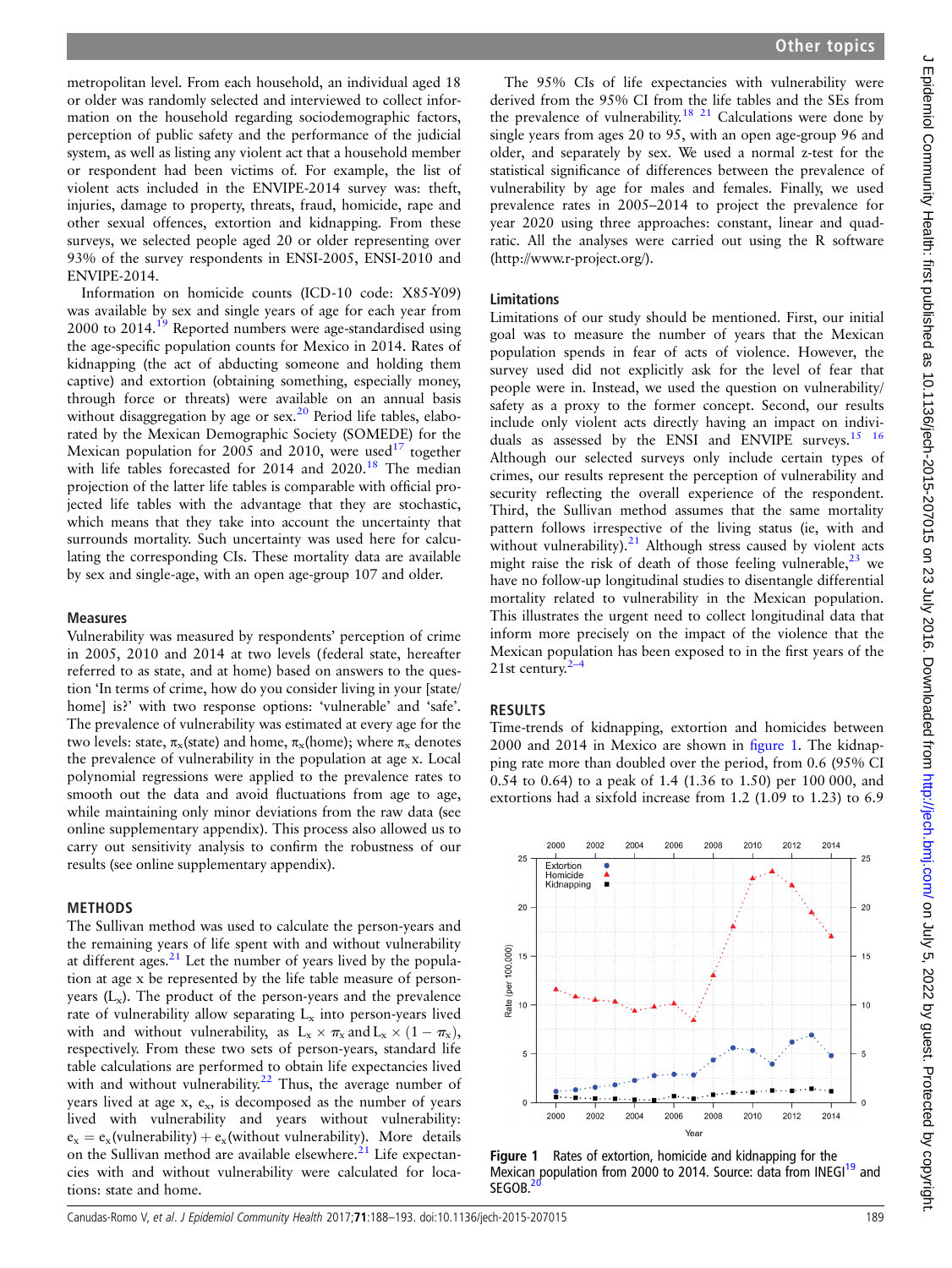metropolitan level. From each household, an individual aged 18 or older was randomly selected and interviewed to collect information on the household regarding sociodemographic factors, perception of public safety and the performance of the judicial system, as well as listing any violent act that a household member or respondent had been victims of. For example, the list of violent acts included in the ENVIPE-2014 survey was: theft, injuries, damage to property, threats, fraud, homicide, rape and other sexual offences, extortion and kidnapping. From these surveys, we selected people aged 20 or older representing over 93% of the survey respondents in ENSI-2005, ENSI-2010 and ENVIPE-2014.

Information on homicide counts (ICD-10 code: X85-Y09) was available by sex and single years of age for each year from 2000 to 2014.[19] Reported numbers were age-standardised using the age-specific population counts for Mexico in 2014. Rates of kidnapping (the act of abducting someone and holding them captive) and extortion (obtaining something, especially money, through force or threats) were available on an annual basis without disaggregation by age or sex.[20] Period life tables, elaborated by the Mexican Demographic Society (SOMEDE) for the Mexican population for 2005 and 2010, were used[17] together with life tables forecasted for 2014 and 2020.[18] The median projection of the latter life tables is comparable with official projected life tables with the advantage that they are stochastic, which means that they take into account the uncertainty that surrounds mortality. Such uncertainty was used here for calculating the corresponding CIs. These mortality data are available by sex and single-age, with an open age-group 107 and older.

### Measures

Vulnerability was measured by respondents' perception of crime in 2005, 2010 and 2014 at two levels (federal state, hereafter referred to as state, and at home) based on answers to the question 'In terms of crime, how do you consider living in your [state/home] is?' with two response options: 'vulnerable' and 'safe'. The prevalence of vulnerability was estimated at every age for the two levels: state, $\pi_x$(state) and home, $\pi_x$(home); where $\pi_x$ denotes the prevalence of vulnerability in the population at age x. Local polynomial regressions were applied to the prevalence rates to smooth out the data and avoid fluctuations from age to age, while maintaining only minor deviations from the raw data (see online supplementary appendix). This process also allowed us to carry out sensitivity analysis to confirm the robustness of our results (see online supplementary appendix).

## METHODS

The Sullivan method was used to calculate the person-years and the remaining years of life spent with and without vulnerability at different ages.[21] Let the number of years lived by the population at age x be represented by the life table measure of person-years ($L_x$). The product of the person-years and the prevalence rate of vulnerability allow separating $L_x$ into person-years lived with and without vulnerability, as $L_x \times \pi_x$ and $L_x \times (1 - \pi_x)$, respectively. From these two sets of person-years, standard life table calculations are performed to obtain life expectancies lived with and without vulnerability.[22] Thus, the average number of years lived at age x, $e_x$, is decomposed as the number of years lived with vulnerability and years without vulnerability: $e_x = e_x(\text{vulnerability}) + e_x(\text{without vulnerability})$. More details on the Sullivan method are available elsewhere.[21] Life expectancies with and without vulnerability were calculated for locations: state and home.

The 95% CIs of life expectancies with vulnerability were derived from the 95% CI from the life tables and the SEs from the prevalence of vulnerability.[18 21] Calculations were done by single years from ages 20 to 95, with an open age-group 96 and older, and separately by sex. We used a normal z-test for the statistical significance of differences between the prevalence of vulnerability by age for males and females. Finally, we used prevalence rates in 2005–2014 to project the prevalence for year 2020 using three approaches: constant, linear and quadratic. All the analyses were carried out using the R software (http://www.r-project.org/).

### Limitations

Limitations of our study should be mentioned. First, our initial goal was to measure the number of years that the Mexican population spends in fear of acts of violence. However, the survey used did not explicitly ask for the level of fear that people were in. Instead, we used the question on vulnerability/safety as a proxy to the former concept. Second, our results include only violent acts directly having an impact on individuals as assessed by the ENSI and ENVIPE surveys.[15 16] Although our selected surveys only include certain types of crimes, our results represent the perception of vulnerability and security reflecting the overall experience of the respondent. Third, the Sullivan method assumes that the same mortality pattern follows irrespective of the living status (ie, with and without vulnerability).[21] Although stress caused by violent acts might raise the risk of death of those feeling vulnerable,[23] we have no follow-up longitudinal studies to disentangle differential mortality related to vulnerability in the Mexican population. This illustrates the urgent need to collect longitudinal data that inform more precisely on the impact of the violence that the Mexican population has been exposed to in the first years of the 21st century.[2–4]

## RESULTS

Time-trends of kidnapping, extortion and homicides between 2000 and 2014 in Mexico are shown in figure 1. The kidnapping rate more than doubled over the period, from 0.6 (95% CI 0.54 to 0.64) to a peak of 1.4 (1.36 to 1.50) per 100 000, and extortions had a sixfold increase from 1.2 (1.09 to 1.23) to 6.9

**Figure 1** Rates of extortion, homicide and kidnapping for the Mexican population from 2000 to 2014. Source: data from INEGI[19] and SEGOB.[20]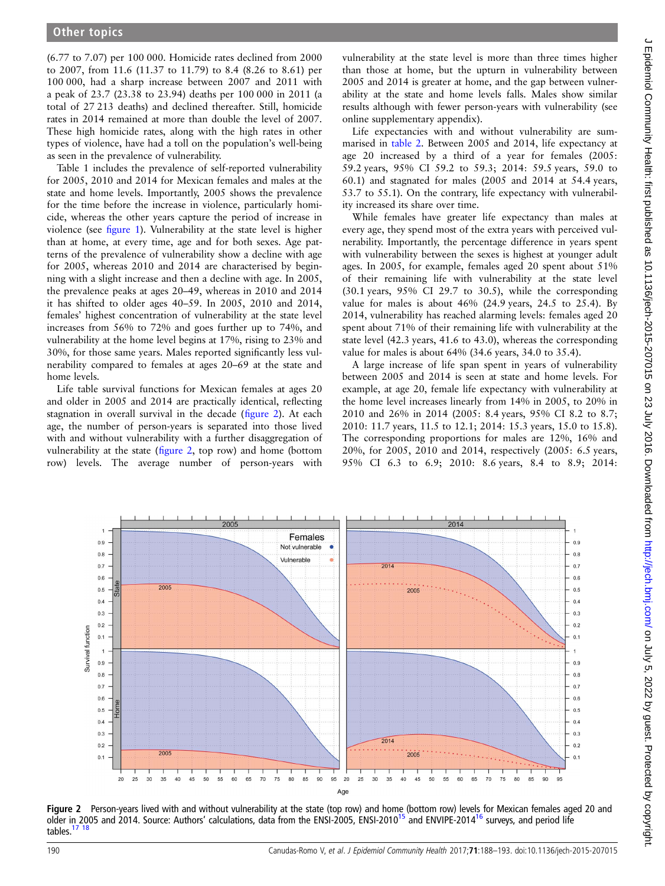(6.77 to 7.07) per 100 000. Homicide rates declined from 2000 to 2007, from 11.6 (11.37 to 11.79) to 8.4 (8.26 to 8.61) per 100 000, had a sharp increase between 2007 and 2011 with a peak of 23.7 (23.38 to 23.94) deaths per 100 000 in 2011 (a total of 27 213 deaths) and declined thereafter. Still, homicide rates in 2014 remained at more than double the level of 2007. These high homicide rates, along with the high rates in other types of violence, have had a toll on the population's well-being as seen in the prevalence of vulnerability.

Table 1 includes the prevalence of self-reported vulnerability for 2005, 2010 and 2014 for Mexican females and males at the state and home levels. Importantly, 2005 shows the prevalence for the time before the increase in violence, particularly homicide, whereas the other years capture the period of increase in violence (see figure 1). Vulnerability at the state level is higher than at home, at every time, age and for both sexes. Age patterns of the prevalence of vulnerability show a decline with age for 2005, whereas 2010 and 2014 are characterised by beginning with a slight increase and then a decline with age. In 2005, the prevalence peaks at ages 20–49, whereas in 2010 and 2014 it has shifted to older ages 40–59. In 2005, 2010 and 2014, females' highest concentration of vulnerability at the state level increases from 56% to 72% and goes further up to 74%, and vulnerability at the home level begins at 17%, rising to 23% and 30%, for those same years. Males reported significantly less vulnerability compared to females at ages 20–69 at the state and home levels.

Life table survival functions for Mexican females at ages 20 and older in 2005 and 2014 are practically identical, reflecting stagnation in overall survival in the decade (figure 2). At each age, the number of person-years is separated into those lived with and without vulnerability with a further disaggregation of vulnerability at the state (figure 2, top row) and home (bottom row) levels. The average number of person-years with vulnerability at the state level is more than three times higher than those at home, but the upturn in vulnerability between 2005 and 2014 is greater at home, and the gap between vulnerability at the state and home levels falls. Males show similar results although with fewer person-years with vulnerability (see online supplementary appendix).

Life expectancies with and without vulnerability are summarised in table 2. Between 2005 and 2014, life expectancy at age 20 increased by a third of a year for females (2005: 59.2 years, 95% CI 59.2 to 59.3; 2014: 59.5 years, 59.0 to 60.1) and stagnated for males (2005 and 2014 at 54.4 years, 53.7 to 55.1). On the contrary, life expectancy with vulnerability increased its share over time.

While females have greater life expectancy than males at every age, they spend most of the extra years with perceived vulnerability. Importantly, the percentage difference in years spent with vulnerability between the sexes is highest at younger adult ages. In 2005, for example, females aged 20 spent about 51% of their remaining life with vulnerability at the state level (30.1 years, 95% CI 29.7 to 30.5), while the corresponding value for males is about 46% (24.9 years, 24.5 to 25.4). By 2014, vulnerability has reached alarming levels: females aged 20 spent about 71% of their remaining life with vulnerability at the state level (42.3 years, 41.6 to 43.0), whereas the corresponding value for males is about 64% (34.6 years, 34.0 to 35.4).

A large increase of life span spent in years of vulnerability between 2005 and 2014 is seen at state and home levels. For example, at age 20, female life expectancy with vulnerability at the home level increases linearly from 14% in 2005, to 20% in 2010 and 26% in 2014 (2005: 8.4 years, 95% CI 8.2 to 8.7; 2010: 11.7 years, 11.5 to 12.1; 2014: 15.3 years, 15.0 to 15.8). The corresponding proportions for males are 12%, 16% and 20%, for 2005, 2010 and 2014, respectively (2005: 6.5 years, 95% CI 6.3 to 6.9; 2010: 8.6 years, 8.4 to 8.9; 2014:

**Figure 2** Person-years lived with and without vulnerability at the state (top row) and home (bottom row) levels for Mexican females aged 20 and older in 2005 and 2014. Source: Authors' calculations, data from the ENSI-2005, ENSI-2010[15] and ENVIPE-2014[16] surveys, and period life tables.[17 18]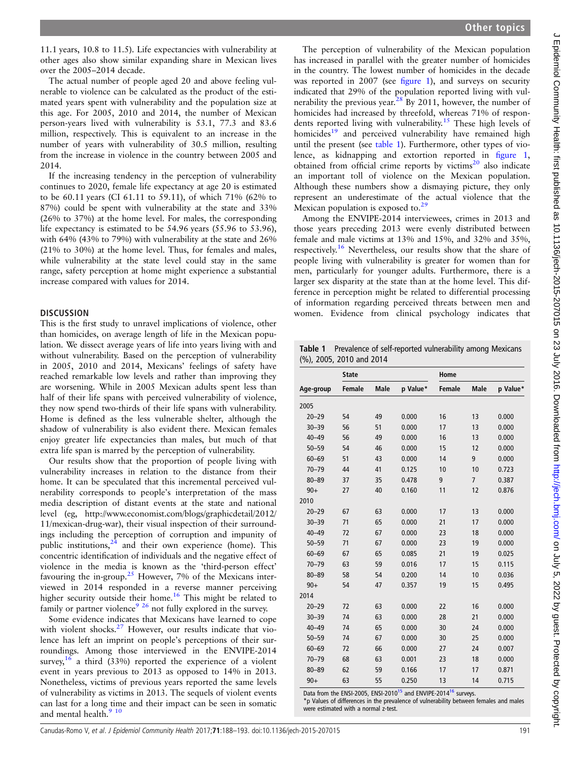11.1 years, 10.8 to 11.5). Life expectancies with vulnerability at other ages also show similar expanding share in Mexican lives over the 2005–2014 decade.

The actual number of people aged 20 and above feeling vulnerable to violence can be calculated as the product of the estimated years spent with vulnerability and the population size at this age. For 2005, 2010 and 2014, the number of Mexican person-years lived with vulnerability is 53.1, 77.3 and 83.6 million, respectively. This is equivalent to an increase in the number of years with vulnerability of 30.5 million, resulting from the increase in violence in the country between 2005 and 2014.

If the increasing tendency in the perception of vulnerability continues to 2020, female life expectancy at age 20 is estimated to be 60.11 years (CI 61.11 to 59.11), of which 71% (62% to 87%) could be spent with vulnerability at the state and 33% (26% to 37%) at the home level. For males, the corresponding life expectancy is estimated to be 54.96 years (55.96 to 53.96), with 64% (43% to 79%) with vulnerability at the state and 26% (21% to 30%) at the home level. Thus, for females and males, while vulnerability at the state level could stay in the same range, safety perception at home might experience a substantial increase compared with values for 2014.

## DISCUSSION

This is the first study to unravel implications of violence, other than homicides, on average length of life in the Mexican population. We dissect average years of life into years living with and without vulnerability. Based on the perception of vulnerability in 2005, 2010 and 2014, Mexicans' feelings of safety have reached remarkable low levels and rather than improving they are worsening. While in 2005 Mexican adults spent less than half of their life spans with perceived vulnerability of violence, they now spend two-thirds of their life spans with vulnerability. Home is defined as the less vulnerable shelter, although the shadow of vulnerability is also evident there. Mexican females enjoy greater life expectancies than males, but much of that extra life span is marred by the perception of vulnerability.

Our results show that the proportion of people living with vulnerability increases in relation to the distance from their home. It can be speculated that this incremental perceived vulnerability corresponds to people's interpretation of the mass media description of distant events at the state and national level (eg, http://www.economist.com/blogs/graphicdetail/2012/11/mexican-drug-war), their visual inspection of their surroundings including the perception of corruption and impunity of public institutions,[24] and their own experience (home). This concentric identification of individuals and the negative effect of violence in the media is known as the 'third-person effect' favouring the in-group.[25] However, 7% of the Mexicans interviewed in 2014 responded in a reverse manner perceiving higher security outside their home.[16] This might be related to family or partner violence[9 26] not fully explored in the survey.

Some evidence indicates that Mexicans have learned to cope with violent shocks.[27] However, our results indicate that violence has left an imprint on people's perceptions of their surroundings. Among those interviewed in the ENVIPE-2014 survey,[16] a third (33%) reported the experience of a violent event in years previous to 2013 as opposed to 14% in 2013. Nonetheless, victims of previous years reported the same levels of vulnerability as victims in 2013. The sequels of violent events can last for a long time and their impact can be seen in somatic and mental health.[9 10]

The perception of vulnerability of the Mexican population has increased in parallel with the greater number of homicides in the country. The lowest number of homicides in the decade was reported in 2007 (see figure 1), and surveys on security indicated that 29% of the population reported living with vulnerability the previous year.[28] By 2011, however, the number of homicides had increased by threefold, whereas 71% of respondents reported living with vulnerability.[15] These high levels of homicides[19] and perceived vulnerability have remained high until the present (see table 1). Furthermore, other types of violence, as kidnapping and extortion reported in figure 1, obtained from official crime reports by victims[20] also indicate an important toll of violence on the Mexican population. Although these numbers show a dismaying picture, they only represent an underestimate of the actual violence that the Mexican population is exposed to.[29]

Among the ENVIPE-2014 interviewees, crimes in 2013 and those years preceding 2013 were evenly distributed between female and male victims at 13% and 15%, and 32% and 35%, respectively.[16] Nevertheless, our results show that the share of people living with vulnerability is greater for women than for men, particularly for younger adults. Furthermore, there is a larger sex disparity at the state than at the home level. This difference in perception might be related to differential processing of information regarding perceived threats between men and women. Evidence from clinical psychology indicates that

**Table 1** Prevalence of self-reported vulnerability among Mexicans (%), 2005, 2010 and 2014

| | State | | | Home | | |
|---|---|---|---|---|---|---|
| Age-group | Female | Male | p Value* | Female | Male | p Value* |
| 2005 | | | | | | |
| 20–29 | 54 | 49 | 0.000 | 16 | 13 | 0.000 |
| 30–39 | 56 | 51 | 0.000 | 17 | 13 | 0.000 |
| 40–49 | 56 | 49 | 0.000 | 16 | 13 | 0.000 |
| 50–59 | 54 | 46 | 0.000 | 15 | 12 | 0.000 |
| 60–69 | 51 | 43 | 0.000 | 14 | 9 | 0.000 |
| 70–79 | 44 | 41 | 0.125 | 10 | 10 | 0.723 |
| 80–89 | 37 | 35 | 0.478 | 9 | 7 | 0.387 |
| 90+ | 27 | 40 | 0.160 | 11 | 12 | 0.876 |
| 2010 | | | | | | |
| 20–29 | 67 | 63 | 0.000 | 17 | 13 | 0.000 |
| 30–39 | 71 | 65 | 0.000 | 21 | 17 | 0.000 |
| 40–49 | 72 | 67 | 0.000 | 23 | 18 | 0.000 |
| 50–59 | 71 | 67 | 0.000 | 23 | 19 | 0.000 |
| 60–69 | 67 | 65 | 0.085 | 21 | 19 | 0.025 |
| 70–79 | 63 | 59 | 0.016 | 17 | 15 | 0.115 |
| 80–89 | 58 | 54 | 0.200 | 14 | 10 | 0.036 |
| 90+ | 54 | 47 | 0.357 | 19 | 15 | 0.495 |
| 2014 | | | | | | |
| 20–29 | 72 | 63 | 0.000 | 22 | 16 | 0.000 |
| 30–39 | 74 | 63 | 0.000 | 28 | 21 | 0.000 |
| 40–49 | 74 | 65 | 0.000 | 30 | 24 | 0.000 |
| 50–59 | 74 | 67 | 0.000 | 30 | 25 | 0.000 |
| 60–69 | 72 | 66 | 0.000 | 27 | 24 | 0.007 |
| 70–79 | 68 | 63 | 0.001 | 23 | 18 | 0.000 |
| 80–89 | 62 | 59 | 0.166 | 17 | 17 | 0.871 |
| 90+ | 63 | 55 | 0.250 | 13 | 14 | 0.715 |

Data from the ENSI-2005, ENSI-2010[15] and ENVIPE-2014[16] surveys.
*p Values of differences in the prevalence of vulnerability between females and males were estimated with a normal z-test.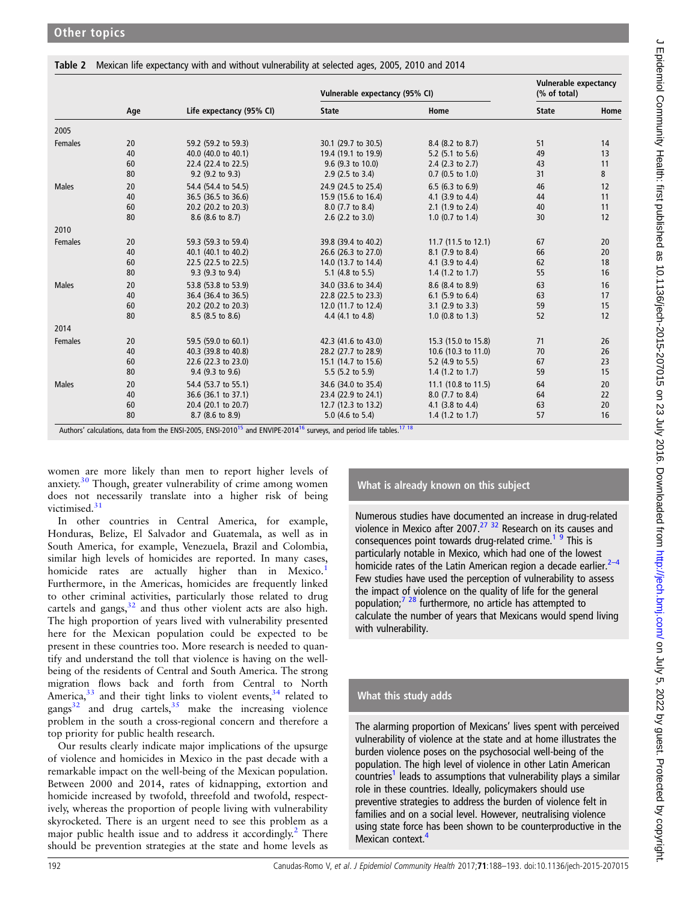**Table 2** Mexican life expectancy with and without vulnerability at selected ages, 2005, 2010 and 2014

| | Age | Life expectancy (95% CI) | Vulnerable expectancy (95% CI) | | Vulnerable expectancy (% of total) | |
|---|---|---|---|---|---|---|
| | | | State | Home | State | Home |
| 2005 | | | | | | |
| Females | 20 | 59.2 (59.2 to 59.3) | 30.1 (29.7 to 30.5) | 8.4 (8.2 to 8.7) | 51 | 14 |
| | 40 | 40.0 (40.0 to 40.1) | 19.4 (19.1 to 19.9) | 5.2 (5.1 to 5.6) | 49 | 13 |
| | 60 | 22.4 (22.4 to 22.5) | 9.6 (9.3 to 10.0) | 2.4 (2.3 to 2.7) | 43 | 11 |
| | 80 | 9.2 (9.2 to 9.3) | 2.9 (2.5 to 3.4) | 0.7 (0.5 to 1.0) | 31 | 8 |
| Males | 20 | 54.4 (54.4 to 54.5) | 24.9 (24.5 to 25.4) | 6.5 (6.3 to 6.9) | 46 | 12 |
| | 40 | 36.5 (36.5 to 36.6) | 15.9 (15.6 to 16.4) | 4.1 (3.9 to 4.4) | 44 | 11 |
| | 60 | 20.2 (20.2 to 20.3) | 8.0 (7.7 to 8.4) | 2.1 (1.9 to 2.4) | 40 | 11 |
| | 80 | 8.6 (8.6 to 8.7) | 2.6 (2.2 to 3.0) | 1.0 (0.7 to 1.4) | 30 | 12 |
| 2010 | | | | | | |
| Females | 20 | 59.3 (59.3 to 59.4) | 39.8 (39.4 to 40.2) | 11.7 (11.5 to 12.1) | 67 | 20 |
| | 40 | 40.1 (40.1 to 40.2) | 26.6 (26.3 to 27.0) | 8.1 (7.9 to 8.4) | 66 | 20 |
| | 60 | 22.5 (22.5 to 22.5) | 14.0 (13.7 to 14.4) | 4.1 (3.9 to 4.4) | 62 | 18 |
| | 80 | 9.3 (9.3 to 9.4) | 5.1 (4.8 to 5.5) | 1.4 (1.2 to 1.7) | 55 | 16 |
| Males | 20 | 53.8 (53.8 to 53.9) | 34.0 (33.6 to 34.4) | 8.6 (8.4 to 8.9) | 63 | 16 |
| | 40 | 36.4 (36.4 to 36.5) | 22.8 (22.5 to 23.3) | 6.1 (5.9 to 6.4) | 63 | 17 |
| | 60 | 20.2 (20.2 to 20.3) | 12.0 (11.7 to 12.4) | 3.1 (2.9 to 3.3) | 59 | 15 |
| | 80 | 8.5 (8.5 to 8.6) | 4.4 (4.1 to 4.8) | 1.0 (0.8 to 1.3) | 52 | 12 |
| 2014 | | | | | | |
| Females | 20 | 59.5 (59.0 to 60.1) | 42.3 (41.6 to 43.0) | 15.3 (15.0 to 15.8) | 71 | 26 |
| | 40 | 40.3 (39.8 to 40.8) | 28.2 (27.7 to 28.9) | 10.6 (10.3 to 11.0) | 70 | 26 |
| | 60 | 22.6 (22.3 to 23.0) | 15.1 (14.7 to 15.6) | 5.2 (4.9 to 5.5) | 67 | 23 |
| | 80 | 9.4 (9.3 to 9.6) | 5.5 (5.2 to 5.9) | 1.4 (1.2 to 1.7) | 59 | 15 |
| Males | 20 | 54.4 (53.7 to 55.1) | 34.6 (34.0 to 35.4) | 11.1 (10.8 to 11.5) | 64 | 20 |
| | 40 | 36.6 (36.1 to 37.1) | 23.4 (22.9 to 24.1) | 8.0 (7.7 to 8.4) | 64 | 22 |
| | 60 | 20.4 (20.1 to 20.7) | 12.7 (12.3 to 13.2) | 4.1 (3.8 to 4.4) | 63 | 20 |
| | 80 | 8.7 (8.6 to 8.9) | 5.0 (4.6 to 5.4) | 1.4 (1.2 to 1.7) | 57 | 16 |

Authors' calculations, data from the ENSI-2005, ENSI-2010[15] and ENVIPE-2014[16] surveys, and period life tables.[17 18]

women are more likely than men to report higher levels of anxiety.[30] Though, greater vulnerability of crime among women does not necessarily translate into a higher risk of being victimised.[31]

In other countries in Central America, for example, Honduras, Belize, El Salvador and Guatemala, as well as in South America, for example, Venezuela, Brazil and Colombia, similar high levels of homicides are reported. In many cases, homicide rates are actually higher than in Mexico.[1] Furthermore, in the Americas, homicides are frequently linked to other criminal activities, particularly those related to drug cartels and gangs,[32] and thus other violent acts are also high. The high proportion of years lived with vulnerability presented here for the Mexican population could be expected to be present in these countries too. More research is needed to quantify and understand the toll that violence is having on the well-being of the residents of Central and South America. The strong migration flows back and forth from Central to North America,[33] and their tight links to violent events,[34] related to gangs[32] and drug cartels,[35] make the increasing violence problem in the south a cross-regional concern and therefore a top priority for public health research.

Our results clearly indicate major implications of the upsurge of violence and homicides in Mexico in the past decade with a remarkable impact on the well-being of the Mexican population. Between 2000 and 2014, rates of kidnapping, extortion and homicide increased by twofold, threefold and twofold, respectively, whereas the proportion of people living with vulnerability skyrocketed. There is an urgent need to see this problem as a major public health issue and to address it accordingly.[2] There should be prevention strategies at the state and home levels as

### What is already known on this subject

Numerous studies have documented an increase in drug-related violence in Mexico after 2007.[27 32] Research on its causes and consequences point towards drug-related crime.[1 9] This is particularly notable in Mexico, which had one of the lowest homicide rates of the Latin American region a decade earlier.[2–4] Few studies have used the perception of vulnerability to assess the impact of violence on the quality of life for the general population;[7 28] furthermore, no article has attempted to calculate the number of years that Mexicans would spend living with vulnerability.

### What this study adds

The alarming proportion of Mexicans' lives spent with perceived vulnerability of violence at the state and at home illustrates the burden violence poses on the psychosocial well-being of the population. The high level of violence in other Latin American countries[1] leads to assumptions that vulnerability plays a similar role in these countries. Ideally, policymakers should use preventive strategies to address the burden of violence felt in families and on a social level. However, neutralising violence using state force has been shown to be counterproductive in the Mexican context.[4]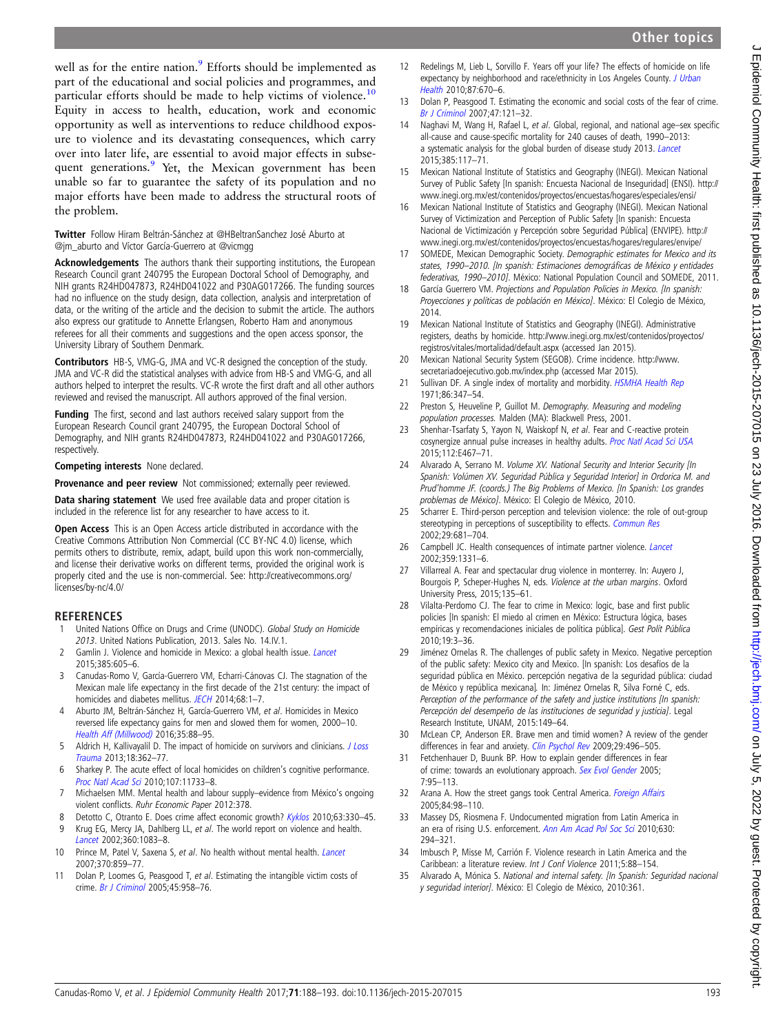well as for the entire nation.[9] Efforts should be implemented as part of the educational and social policies and programmes, and particular efforts should be made to help victims of violence.[10] Equity in access to health, education, work and economic opportunity as well as interventions to reduce childhood exposure to violence and its devastating consequences, which carry over into later life, are essential to avoid major effects in subsequent generations.[9] Yet, the Mexican government has been unable so far to guarantee the safety of its population and no major efforts have been made to address the structural roots of the problem.

**Twitter** Follow Hiram Beltrán-Sánchez at @HBeltranSanchez José Aburto at @jm_aburto and Víctor García-Guerrero at @vicmgg

**Acknowledgements** The authors thank their supporting institutions, the European Research Council grant 240795 the European Doctoral School of Demography, and NIH grants R24HD047873, R24HD041022 and P30AG017266. The funding sources had no influence on the study design, data collection, analysis and interpretation of data, or the writing of the article and the decision to submit the article. The authors also express our gratitude to Annette Erlangsen, Roberto Ham and anonymous referees for all their comments and suggestions and the open access sponsor, the University Library of Southern Denmark.

**Contributors** HB-S, VMG-G, JMA and VC-R designed the conception of the study. JMA and VC-R did the statistical analyses with advice from HB-S and VMG-G, and all authors helped to interpret the results. VC-R wrote the first draft and all other authors reviewed and revised the manuscript. All authors approved of the final version.

**Funding** The first, second and last authors received salary support from the European Research Council grant 240795, the European Doctoral School of Demography, and NIH grants R24HD047873, R24HD041022 and P30AG017266, respectively.

**Competing interests** None declared.

**Provenance and peer review** Not commissioned; externally peer reviewed.

**Data sharing statement** We used free available data and proper citation is included in the reference list for any researcher to have access to it.

**Open Access** This is an Open Access article distributed in accordance with the Creative Commons Attribution Non Commercial (CC BY-NC 4.0) license, which permits others to distribute, remix, adapt, build upon this work non-commercially, and license their derivative works on different terms, provided the original work is properly cited and the use is non-commercial. See: http://creativecommons.org/licenses/by-nc/4.0/

## REFERENCES

1. United Nations Office on Drugs and Crime (UNODC). *Global Study on Homicide 2013*. United Nations Publication, 2013. Sales No. 14.IV.1.
2. Gamlin J. Violence and homicide in Mexico: a global health issue. *Lancet* 2015;385:605–6.
3. Canudas-Romo V, García-Guerrero VM, Echarri-Cánovas CJ. The stagnation of the Mexican male life expectancy in the first decade of the 21st century: the impact of homicides and diabetes mellitus. *JECH* 2014;68:1–7.
4. Aburto JM, Beltrán-Sánchez H, García-Guerrero VM, *et al*. Homicides in Mexico reversed life expectancy gains for men and slowed them for women, 2000–10. *Health Aff (Millwood)* 2016;35:88–95.
5. Aldrich H, Kallivayalil D. The impact of homicide on survivors and clinicians. *J Loss Trauma* 2013;18:362–77.
6. Sharkey P. The acute effect of local homicides on children's cognitive performance. *Proc Natl Acad Sci* 2010;107:11733–8.
7. Michaelsen MM. Mental health and labour supply–evidence from México's ongoing violent conflicts. *Ruhr Economic Paper* 2012:378.
8. Detotto C, Otranto E. Does crime affect economic growth? *Kyklos* 2010;63:330–45.
9. Krug EG, Mercy JA, Dahlberg LL, *et al*. The world report on violence and health. *Lancet* 2002;360:1083–8.
10. Prince M, Patel V, Saxena S, *et al*. No health without mental health. *Lancet* 2007;370:859–77.
11. Dolan P, Loomes G, Peasgood T, *et al*. Estimating the intangible victim costs of crime. *Br J Criminol* 2005;45:958–76.
12. Redelings M, Lieb L, Sorvillo F. Years off your life? The effects of homicide on life expectancy by neighborhood and race/ethnicity in Los Angeles County. *J Urban Health* 2010;87:670–6.
13. Dolan P, Peasgood T. Estimating the economic and social costs of the fear of crime. *Br J Criminol* 2007;47:121–32.
14. Naghavi M, Wang H, Rafael L, *et al*. Global, regional, and national age–sex specific all-cause and cause-specific mortality for 240 causes of death, 1990–2013: a systematic analysis for the global burden of disease study 2013. *Lancet* 2015;385:117–71.
15. Mexican National Institute of Statistics and Geography (INEGI). Mexican National Survey of Public Safety [In spanish: Encuesta Nacional de Inseguridad] (ENSI). http://www.inegi.org.mx/est/contenidos/proyectos/encuestas/hogares/especiales/ensi/
16. Mexican National Institute of Statistics and Geography (INEGI). Mexican National Survey of Victimization and Perception of Public Safety [In spanish: Encuesta Nacional de Victimización y Percepción sobre Seguridad Pública] (ENVIPE). http://www.inegi.org.mx/est/contenidos/proyectos/encuestas/hogares/regulares/envipe/
17. SOMEDE, Mexican Demographic Society. *Demographic estimates for Mexico and its states, 1990–2010. [In spanish: Estimaciones demográficas de México y entidades federativas, 1990–2010]*. México: National Population Council and SOMEDE, 2011.
18. García Guerrero VM. *Projections and Population Policies in Mexico. [In spanish: Proyecciones y políticas de población en México]*. México: El Colegio de México, 2014.
19. Mexican National Institute of Statistics and Geography (INEGI). Administrative registers, deaths by homicide. http://www.inegi.org.mx/est/contenidos/proyectos/registros/vitales/mortalidad/default.aspx (accessed Jan 2015).
20. Mexican National Security System (SEGOB). Crime incidence. http://www.secretariadoejecutivo.gob.mx/index.php (accessed Mar 2015).
21. Sullivan DF. A single index of mortality and morbidity. *HSMHA Health Rep* 1971;86:347–54.
22. Preston S, Heuveline P, Guillot M. *Demography. Measuring and modeling population processes*. Malden (MA): Blackwell Press, 2001.
23. Shenhar-Tsarfaty S, Yayon N, Waiskopf N, *et al*. Fear and C-reactive protein cosynergize annual pulse increases in healthy adults. *Proc Natl Acad Sci USA* 2015;112:E467–71.
24. Alvarado A, Serrano M. *Volume XV. National Security and Interior Security [In Spanish: Volúmen XV. Seguridad Pública y Seguridad Interior] in Ordorica M. and Prud'homme JF. (coords.) The Big Problems of Mexico. [In Spanish: Los grandes problemas de México]*. México: El Colegio de México, 2010.
25. Scharrer E. Third-person perception and television violence: the role of out-group stereotyping in perceptions of susceptibility to effects. *Commun Res* 2002;29:681–704.
26. Campbell JC. Health consequences of intimate partner violence. *Lancet* 2002;359:1331–6.
27. Villarreal A. Fear and spectacular drug violence in monterrey. In: Auyero J, Bourgois P, Scheper-Hughes N, eds. *Violence at the urban margins*. Oxford University Press, 2015;135–61.
28. Vilalta-Perdomo CJ. The fear to crime in Mexico: logic, base and first public policies [In spanish: El miedo al crimen en México: Estructura lógica, bases empíricas y recomendaciones iniciales de política pública]. *Gest Polít Pública* 2010;19:3–36.
29. Jiménez Ornelas R. The challenges of public safety in Mexico. Negative perception of the public safety: Mexico city and Mexico. [In spanish: Los desafíos de la seguridad pública en México. percepción negativa de la seguridad pública: ciudad de México y república mexicana]. In: Jiménez Ornelas R, Silva Forné C, eds. *Perception of the performance of the safety and justice institutions [In spanish: Percepción del desempeño de las instituciones de seguridad y justicia]*. Legal Research Institute, UNAM, 2015:149–64.
30. McLean CP, Anderson ER. Brave men and timid women? A review of the gender differences in fear and anxiety. *Clin Psychol Rev* 2009;29:496–505.
31. Fetchenhauer D, Buunk BP. How to explain gender differences in fear of crime: towards an evolutionary approach. *Sex Evol Gender* 2005; 7:95–113.
32. Arana A. How the street gangs took Central America. *Foreign Affairs* 2005;84:98–110.
33. Massey DS, Riosmena F. Undocumented migration from Latin America in an era of rising U.S. enforcement. *Ann Am Acad Pol Soc Sci* 2010;630: 294–321.
34. Imbusch P, Misse M, Carrión F. Violence research in Latin America and the Caribbean: a literature review. *Int J Conf Violence* 2011;5:88–154.
35. Alvarado A, Mónica S. *National and internal safety. [In Spanish: Seguridad nacional y seguridad interior]*. México: El Colegio de México, 2010:361.